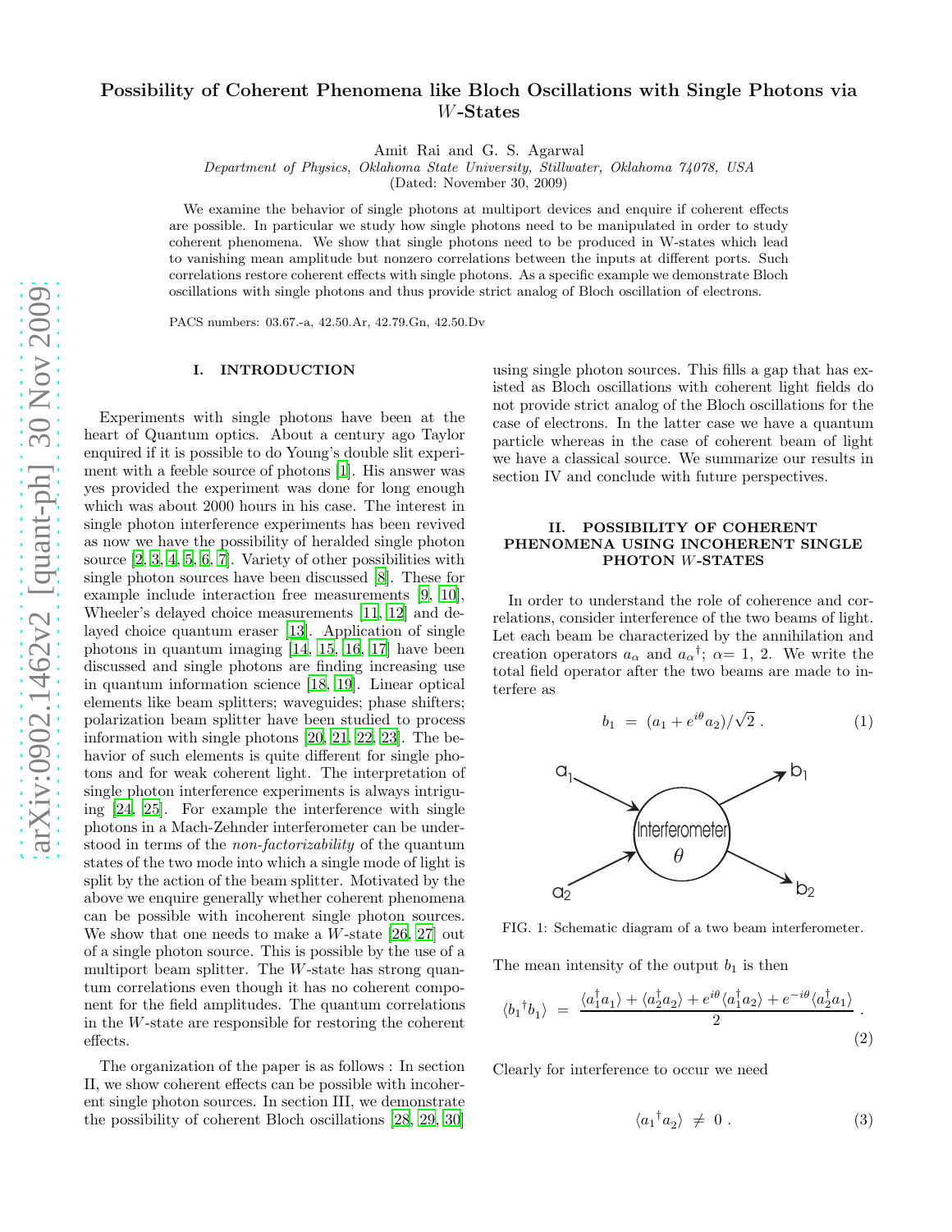# Possibility of Coherent Phenomena like Bloch Oscillations with Single Photons via $W$-States

Amit Rai and G. S. Agarwal

*Department of Physics, Oklahoma State University, Stillwater, Oklahoma 74078, USA*

(Dated: November 30, 2009)

We examine the behavior of single photons at multiport devices and enquire if coherent effects are possible. In particular we study how single photons need to be manipulated in order to study coherent phenomena. We show that single photons need to be produced in W-states which lead to vanishing mean amplitude but nonzero correlations between the inputs at different ports. Such correlations restore coherent effects with single photons. As a specific example we demonstrate Bloch oscillations with single photons and thus provide strict analog of Bloch oscillation of electrons.

PACS numbers: 03.67.-a, 42.50.Ar, 42.79.Gn, 42.50.Dv

## I. INTRODUCTION

Experiments with single photons have been at the heart of Quantum optics. About a century ago Taylor enquired if it is possible to do Young's double slit experiment with a feeble source of photons [1]. His answer was yes provided the experiment was done for long enough which was about 2000 hours in his case. The interest in single photon interference experiments has been revived as now we have the possibility of heralded single photon source [2, 3, 4, 5, 6, 7]. Variety of other possibilities with single photon sources have been discussed [8]. These for example include interaction free measurements [9, 10], Wheeler's delayed choice measurements [11, 12] and delayed choice quantum eraser [13]. Application of single photons in quantum imaging [14, 15, 16, 17] have been discussed and single photons are finding increasing use in quantum information science [18, 19]. Linear optical elements like beam splitters; waveguides; phase shifters; polarization beam splitter have been studied to process information with single photons [20, 21, 22, 23]. The behavior of such elements is quite different for single photons and for weak coherent light. The interpretation of single photon interference experiments is always intriguing [24, 25]. For example the interference with single photons in a Mach-Zehnder interferometer can be understood in terms of the *non-factorizability* of the quantum states of the two mode into which a single mode of light is split by the action of the beam splitter. Motivated by the above we enquire generally whether coherent phenomena can be possible with incoherent single photon sources. We show that one needs to make a $W$-state [26, 27] out of a single photon source. This is possible by the use of a multiport beam splitter. The $W$-state has strong quantum correlations even though it has no coherent component for the field amplitudes. The quantum correlations in the $W$-state are responsible for restoring the coherent effects.

The organization of the paper is as follows : In section II, we show coherent effects can be possible with incoherent single photon sources. In section III, we demonstrate the possibility of coherent Bloch oscillations [28, 29, 30] using single photon sources. This fills a gap that has existed as Bloch oscillations with coherent light fields do not provide strict analog of the Bloch oscillations for the case of electrons. In the latter case we have a quantum particle whereas in the case of coherent beam of light we have a classical source. We summarize our results in section IV and conclude with future perspectives.

## II. POSSIBILITY OF COHERENT PHENOMENA USING INCOHERENT SINGLE PHOTON $W$-STATES

In order to understand the role of coherence and correlations, consider interference of the two beams of light. Let each beam be characterized by the annihilation and creation operators $a_\alpha$ and $a_\alpha{}^\dagger$; $\alpha$= 1, 2. We write the total field operator after the two beams are made to interfere as

$$b_1 \;=\; (a_1 + e^{i\theta} a_2)/\sqrt{2}\;. \tag{1}$$

FIG. 1: Schematic diagram of a two beam interferometer.

The mean intensity of the output $b_1$ is then

$$\langle b_1{}^\dagger b_1\rangle \;=\; \frac{\langle a_1^\dagger a_1\rangle + \langle a_2^\dagger a_2\rangle + e^{i\theta}\langle a_1^\dagger a_2\rangle + e^{-i\theta}\langle a_2^\dagger a_1\rangle}{2}\;. \tag{2}$$

Clearly for interference to occur we need

$$\langle a_1{}^\dagger a_2\rangle \;\neq\; 0\;. \tag{3}$$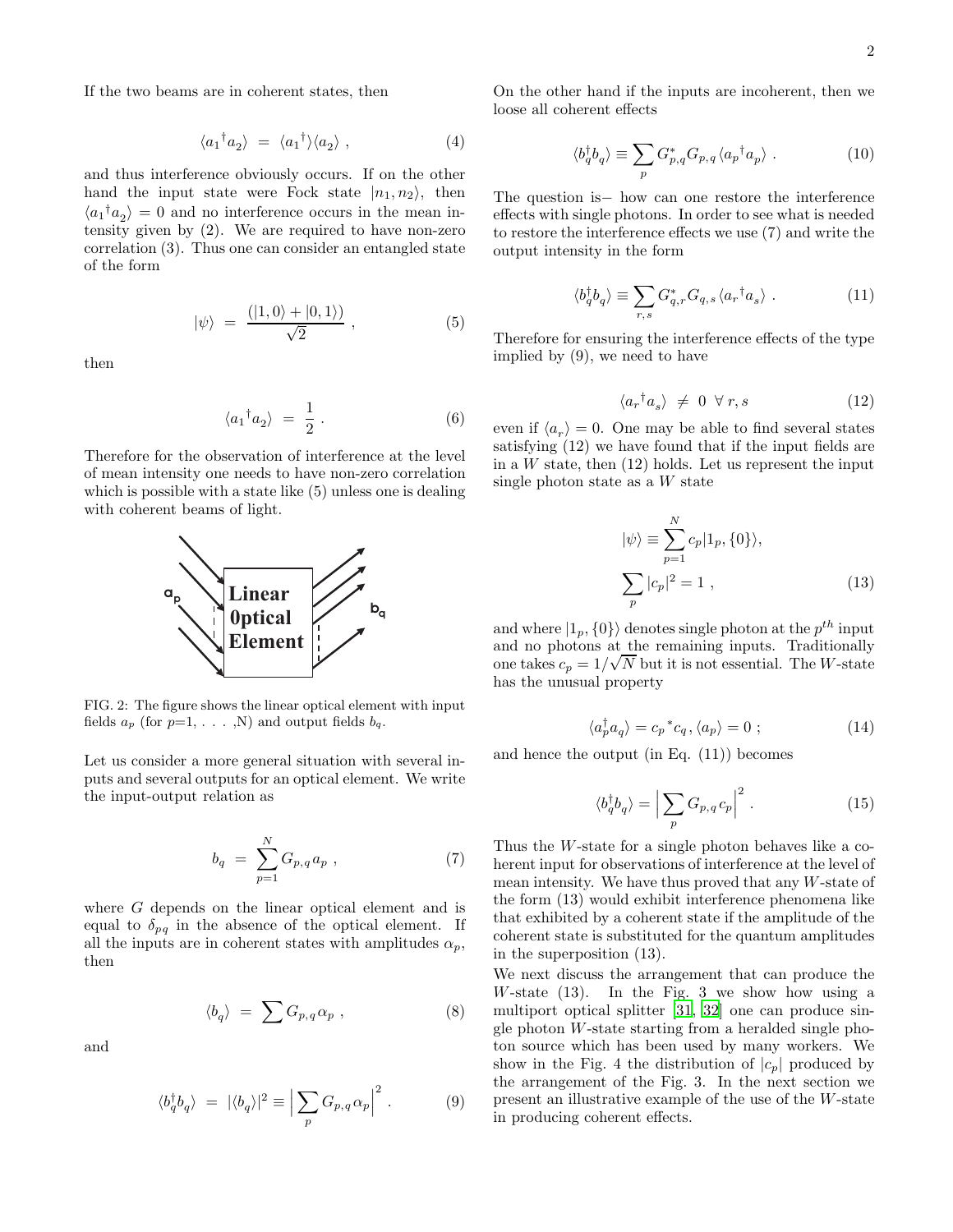If the two beams are in coherent states, then

$$\langle a_1{}^{\dagger} a_2 \rangle \;=\; \langle a_1{}^{\dagger} \rangle \langle a_2 \rangle \;, \tag{4}$$

and thus interference obviously occurs. If on the other hand the input state were Fock state $|n_1, n_2\rangle$, then $\langle a_1{}^{\dagger} a_2 \rangle = 0$ and no interference occurs in the mean intensity given by (2). We are required to have non-zero correlation (3). Thus one can consider an entangled state of the form

$$|\psi\rangle \;=\; \frac{(|1,0\rangle + |0,1\rangle)}{\sqrt{2}} \;, \tag{5}$$

then

$$\langle a_1{}^{\dagger} a_2 \rangle \;=\; \frac{1}{2} \;. \tag{6}$$

Therefore for the observation of interference at the level of mean intensity one needs to have non-zero correlation which is possible with a state like (5) unless one is dealing with coherent beams of light.

FIG. 2: The figure shows the linear optical element with input fields $a_p$ (for p=1, . . . ,N) and output fields $b_q$.

Let us consider a more general situation with several inputs and several outputs for an optical element. We write the input-output relation as

$$b_q \;=\; \sum_{p=1}^{N} G_{p,q}\, a_p \;, \tag{7}$$

where $G$ depends on the linear optical element and is equal to $\delta_{pq}$ in the absence of the optical element. If all the inputs are in coherent states with amplitudes $\alpha_p$, then

$$\langle b_q \rangle \;=\; \sum G_{p,q}\, \alpha_p \;, \tag{8}$$

and

$$\langle b_q^{\dagger} b_q \rangle \;=\; |\langle b_q \rangle|^2 \equiv \Big| \sum_p G_{p,q}\, \alpha_p \Big|^2 \;. \tag{9}$$

On the other hand if the inputs are incoherent, then we loose all coherent effects

$$\langle b_q^{\dagger} b_q \rangle \equiv \sum_p G^{*}_{p,q} G_{p,q} \langle a_p{}^{\dagger} a_p \rangle \;. \tag{10}$$

The question is− how can one restore the interference effects with single photons. In order to see what is needed to restore the interference effects we use (7) and write the output intensity in the form

$$\langle b_q^{\dagger} b_q \rangle \equiv \sum_{r,s} G^{*}_{q,r} G_{q,s} \langle a_r{}^{\dagger} a_s \rangle \;. \tag{11}$$

Therefore for ensuring the interference effects of the type implied by (9), we need to have

$$\langle a_r{}^{\dagger} a_s \rangle \;\neq\; 0 \;\; \forall \, r, s \tag{12}$$

even if $\langle a_r \rangle = 0$. One may be able to find several states satisfying (12) we have found that if the input fields are in a $W$ state, then (12) holds. Let us represent the input single photon state as a $W$ state

$$|\psi\rangle \equiv \sum_{p=1}^{N} c_p |1_p, \{0\}\rangle,$$
$$\sum_p |c_p|^2 = 1 \;, \tag{13}$$

and where $|1_p, \{0\}\rangle$ denotes single photon at the $p^{th}$ input and no photons at the remaining inputs. Traditionally one takes $c_p = 1/\sqrt{N}$ but it is not essential. The $W$-state has the unusual property

$$\langle a_p^{\dagger} a_q \rangle = c_p{}^{*} c_q \,, \langle a_p \rangle = 0 \;; \tag{14}$$

and hence the output (in Eq. (11)) becomes

$$\langle b_q^{\dagger} b_q \rangle = \Big| \sum_p G_{p,q}\, c_p \Big|^2 \;. \tag{15}$$

Thus the $W$-state for a single photon behaves like a coherent input for observations of interference at the level of mean intensity. We have thus proved that any $W$-state of the form (13) would exhibit interference phenomena like that exhibited by a coherent state if the amplitude of the coherent state is substituted for the quantum amplitudes in the superposition (13).

We next discuss the arrangement that can produce the $W$-state (13). In the Fig. 3 we show how using a multiport optical splitter [31, 32] one can produce single photon $W$-state starting from a heralded single photon source which has been used by many workers. We show in the Fig. 4 the distribution of $|c_p|$ produced by the arrangement of the Fig. 3. In the next section we present an illustrative example of the use of the $W$-state in producing coherent effects.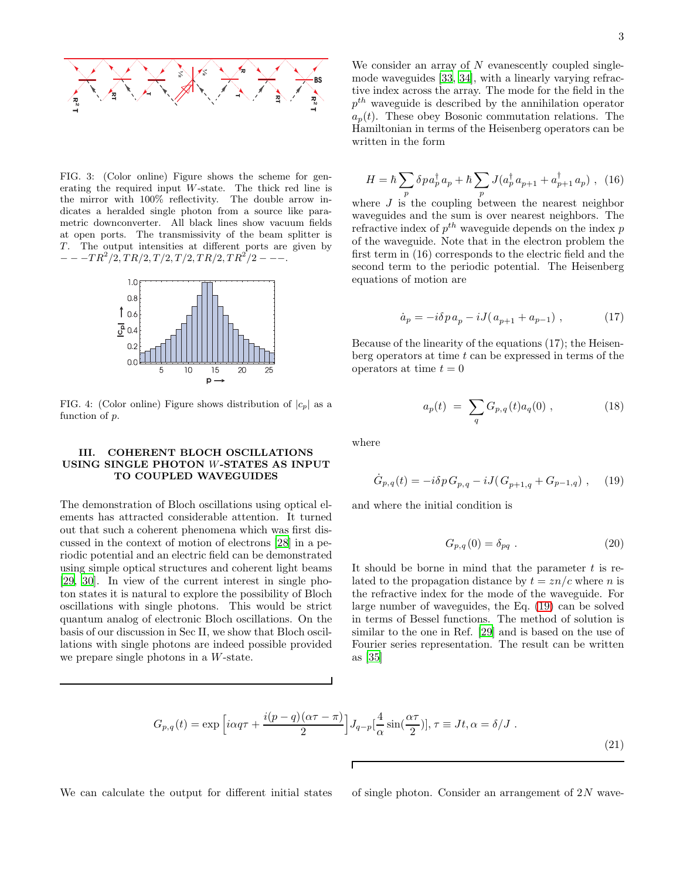FIG. 3: (Color online) Figure shows the scheme for generating the required input $W$-state. The thick red line is the mirror with 100% reflectivity. The double arrow indicates a heralded single photon from a source like parametric downconverter. All black lines show vacuum fields at open ports. The transmissivity of the beam splitter is $T$. The output intensities at different ports are given by $---TR^2/2, TR/2, T/2, T/2, TR/2, TR^2/2---$.

FIG. 4: (Color online) Figure shows distribution of $|c_p|$ as a function of $p$.

## III. COHERENT BLOCH OSCILLATIONS USING SINGLE PHOTON $W$-STATES AS INPUT TO COUPLED WAVEGUIDES

The demonstration of Bloch oscillations using optical elements has attracted considerable attention. It turned out that such a coherent phenomena which was first discussed in the context of motion of electrons [28] in a periodic potential and an electric field can be demonstrated using simple optical structures and coherent light beams [29, 30]. In view of the current interest in single photon states it is natural to explore the possibility of Bloch oscillations with single photons. This would be strict quantum analog of electronic Bloch oscillations. On the basis of our discussion in Sec II, we show that Bloch oscillations with single photons are indeed possible provided we prepare single photons in a $W$-state.

We consider an array of $N$ evanescently coupled single-mode waveguides [33, 34], with a linearly varying refractive index across the array. The mode for the field in the $p^{th}$ waveguide is described by the annihilation operator $a_p(t)$. These obey Bosonic commutation relations. The Hamiltonian in terms of the Heisenberg operators can be written in the form

$$H = \hbar \sum_p \delta p a_p^\dagger a_p + \hbar \sum_p J(a_p^\dagger a_{p+1} + a_{p+1}^\dagger a_p) \ , \quad (16)$$

where $J$ is the coupling between the nearest neighbor waveguides and the sum is over nearest neighbors. The refractive index of $p^{th}$ waveguide depends on the index $p$ of the waveguide. Note that in the electron problem the first term in (16) corresponds to the electric field and the second term to the periodic potential. The Heisenberg equations of motion are

$$\dot{a}_p = -i\delta p \, a_p - iJ(\, a_{p+1} + a_{p-1}) \ , \quad (17)$$

Because of the linearity of the equations (17); the Heisenberg operators at time $t$ can be expressed in terms of the operators at time $t = 0$

$$a_p(t) \ = \ \sum_q G_{p,q}(t) a_q(0) \ , \quad (18)$$

where

$$\dot{G}_{p,q}(t) = -i\delta p \, G_{p,q} - iJ(\, G_{p+1,q} + G_{p-1,q}) \ , \quad (19)$$

and where the initial condition is

$$G_{p,q}(0) = \delta_{pq} \ . \quad (20)$$

It should be borne in mind that the parameter $t$ is related to the propagation distance by $t = zn/c$ where $n$ is the refractive index for the mode of the waveguide. For large number of waveguides, the Eq. (19) can be solved in terms of Bessel functions. The method of solution is similar to the one in Ref. [29] and is based on the use of Fourier series representation. The result can be written as [35]

$$G_{p,q}(t) = \exp\left[i\alpha q\tau + \frac{i(p-q)(\alpha\tau - \pi)}{2}\right] J_{q-p}[\frac{4}{\alpha}\sin(\frac{\alpha\tau}{2})], \tau \equiv Jt, \alpha = \delta/J \ . \quad (21)$$

We can calculate the output for different initial states of single photon. Consider an arrangement of $2N$ wave-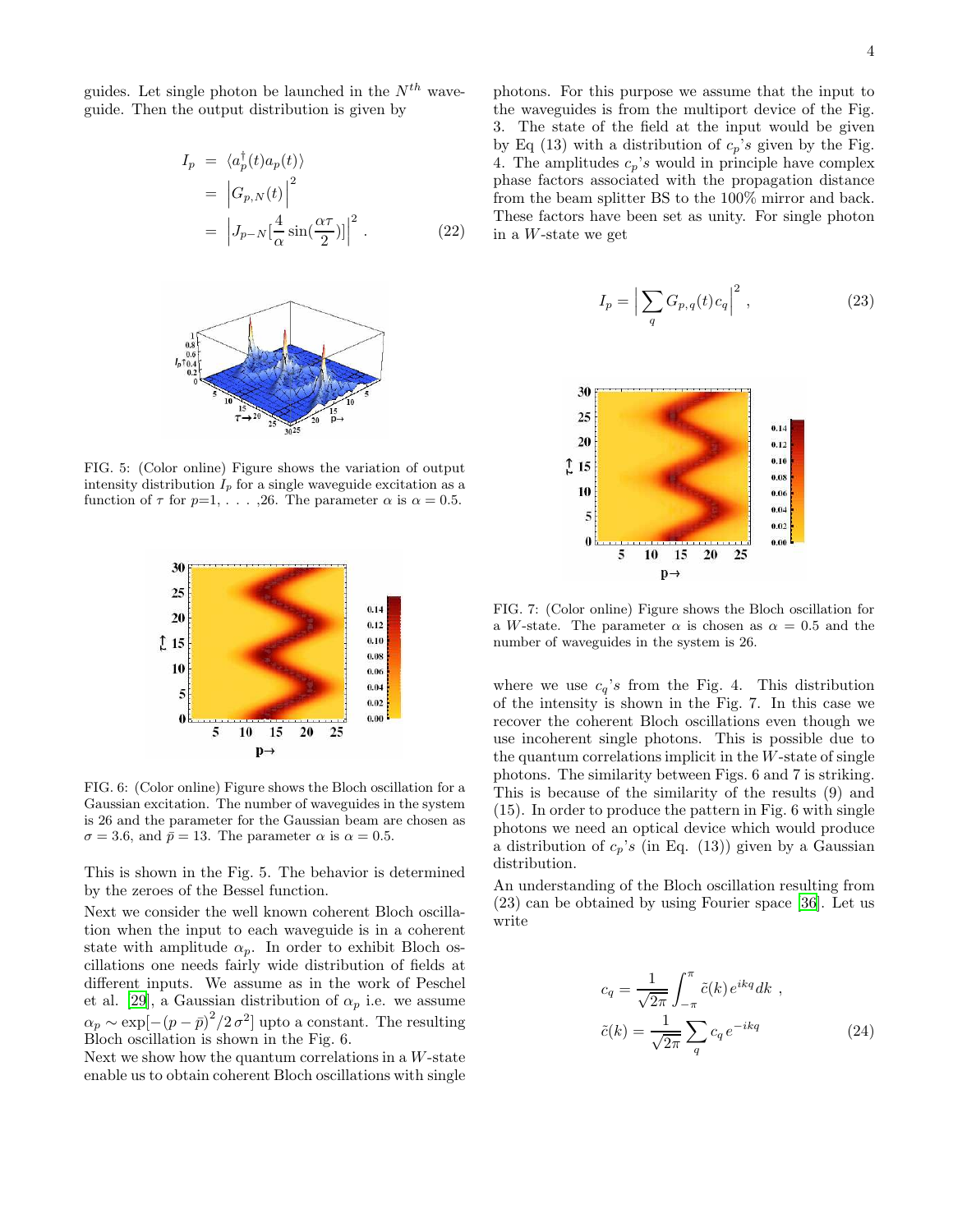guides. Let single photon be launched in the $N^{th}$ waveguide. Then the output distribution is given by

$$
\begin{aligned}
I_p &= \langle a_p^\dagger(t) a_p(t) \rangle \\
&= \Big| G_{p,N}(t) \Big|^2 \\
&= \Big| J_{p-N}[\frac{4}{\alpha}\sin(\frac{\alpha\tau}{2})] \Big|^2 . \qquad (22)
\end{aligned}
$$

FIG. 5: (Color online) Figure shows the variation of output intensity distribution $I_p$ for a single waveguide excitation as a function of $\tau$ for $p$=1, . . . ,26. The parameter $\alpha$ is $\alpha = 0.5$.

FIG. 6: (Color online) Figure shows the Bloch oscillation for a Gaussian excitation. The number of waveguides in the system is 26 and the parameter for the Gaussian beam are chosen as $\sigma = 3.6$, and $\bar{p} = 13$. The parameter $\alpha$ is $\alpha = 0.5$.

This is shown in the Fig. 5. The behavior is determined by the zeroes of the Bessel function.

Next we consider the well known coherent Bloch oscillation when the input to each waveguide is in a coherent state with amplitude $\alpha_p$. In order to exhibit Bloch oscillations one needs fairly wide distribution of fields at different inputs. We assume as in the work of Peschel et al. [29], a Gaussian distribution of $\alpha_p$ i.e. we assume $\alpha_p \sim \exp[-(p-\bar{p})^2/2\sigma^2]$ upto a constant. The resulting Bloch oscillation is shown in the Fig. 6.

Next we show how the quantum correlations in a $W$-state enable us to obtain coherent Bloch oscillations with single photons. For this purpose we assume that the input to the waveguides is from the multiport device of the Fig. 3. The state of the field at the input would be given by Eq (13) with a distribution of $c_p$'s given by the Fig. 4. The amplitudes $c_p$'s would in principle have complex phase factors associated with the propagation distance from the beam splitter BS to the 100% mirror and back. These factors have been set as unity. For single photon in a $W$-state we get

$$
I_p = \Big| \sum_q G_{p,q}(t) c_q \Big|^2 , \qquad (23)
$$

FIG. 7: (Color online) Figure shows the Bloch oscillation for a $W$-state. The parameter $\alpha$ is chosen as $\alpha = 0.5$ and the number of waveguides in the system is 26.

where we use $c_q$'s from the Fig. 4. This distribution of the intensity is shown in the Fig. 7. In this case we recover the coherent Bloch oscillations even though we use incoherent single photons. This is possible due to the quantum correlations implicit in the $W$-state of single photons. The similarity between Figs. 6 and 7 is striking. This is because of the similarity of the results (9) and (15). In order to produce the pattern in Fig. 6 with single photons we need an optical device which would produce a distribution of $c_p$'s (in Eq. (13)) given by a Gaussian distribution.

An understanding of the Bloch oscillation resulting from (23) can be obtained by using Fourier space [36]. Let us write

$$
\begin{aligned}
c_q &= \frac{1}{\sqrt{2\pi}} \int_{-\pi}^{\pi} \tilde{c}(k)\, e^{ikq}\, dk \ , \\
\tilde{c}(k) &= \frac{1}{\sqrt{2\pi}} \sum_q c_q\, e^{-ikq} \qquad (24)
\end{aligned}
$$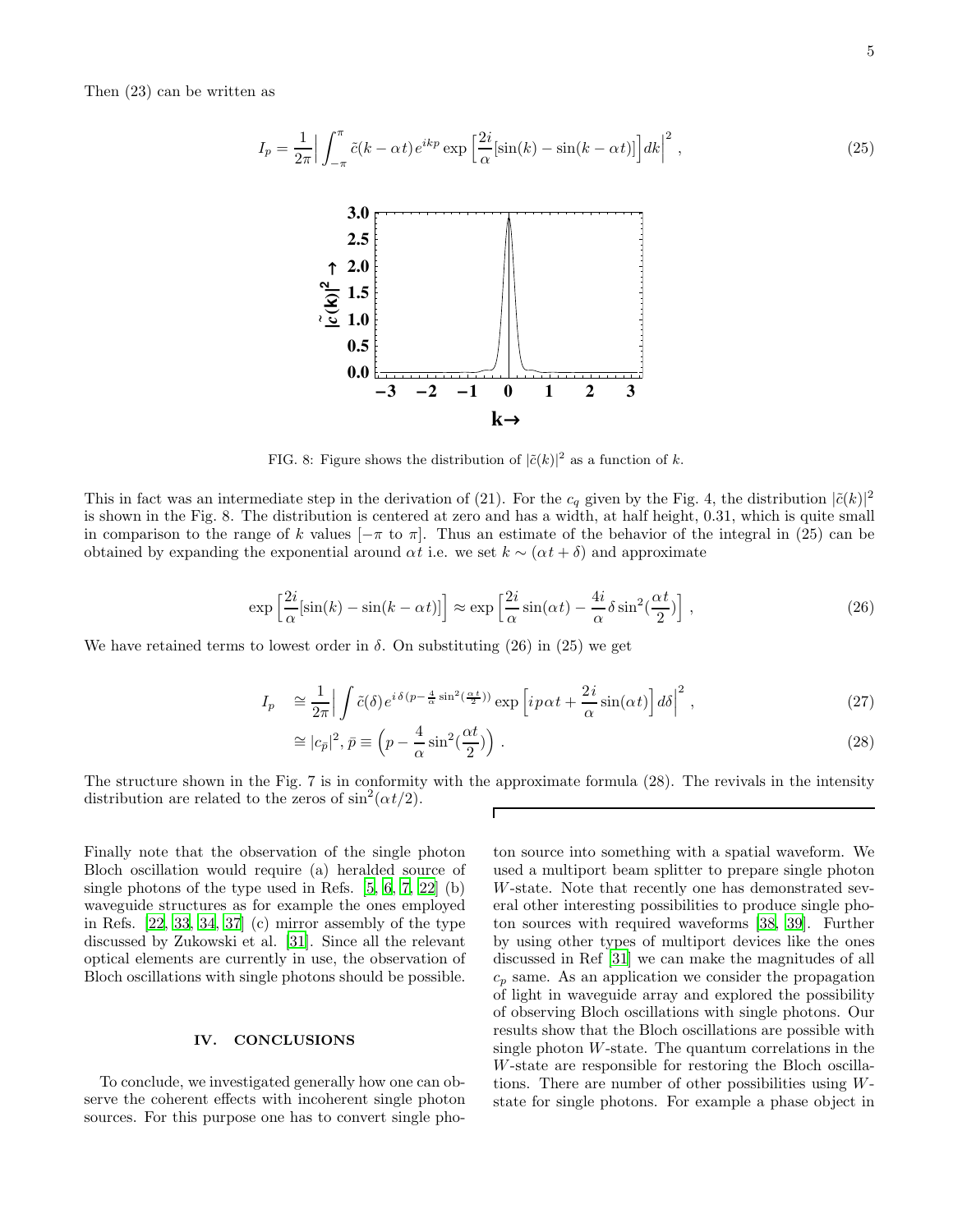Then (23) can be written as

$$I_p = \frac{1}{2\pi}\Big|\int_{-\pi}^{\pi} \tilde{c}(k-\alpha t)e^{ikp}\exp\Big[\frac{2i}{\alpha}[\sin(k)-\sin(k-\alpha t)]\Big]dk\Big|^2 , \tag{25}$$

FIG. 8: Figure shows the distribution of $|\tilde{c}(k)|^2$ as a function of $k$.

This in fact was an intermediate step in the derivation of (21). For the $c_q$ given by the Fig. 4, the distribution $|\tilde{c}(k)|^2$ is shown in the Fig. 8. The distribution is centered at zero and has a width, at half height, 0.31, which is quite small in comparison to the range of $k$ values $[-\pi$ to $\pi]$. Thus an estimate of the behavior of the integral in (25) can be obtained by expanding the exponential around $\alpha t$ i.e. we set $k \sim (\alpha t + \delta)$ and approximate

$$\exp\Big[\frac{2i}{\alpha}[\sin(k)-\sin(k-\alpha t)]\Big] \approx \exp\Big[\frac{2i}{\alpha}\sin(\alpha t) - \frac{4i}{\alpha}\delta\sin^2(\frac{\alpha t}{2})\Big] , \tag{26}$$

We have retained terms to lowest order in $\delta$. On substituting (26) in (25) we get

$$I_p \cong \frac{1}{2\pi}\Big|\int \tilde{c}(\delta)e^{i\,\delta\,(p-\frac{4}{\alpha}\sin^2(\frac{\alpha t}{2}))}\exp\Big[ip\alpha t + \frac{2i}{\alpha}\sin(\alpha t)\Big]d\delta\Big|^2 , \tag{27}$$

$$\cong |c_{\bar{p}}|^2, \bar{p} \equiv \Big(p - \frac{4}{\alpha}\sin^2(\frac{\alpha t}{2})\Big) . \tag{28}$$

The structure shown in the Fig. 7 is in conformity with the approximate formula (28). The revivals in the intensity distribution are related to the zeros of $\sin^2(\alpha t/2)$.

Finally note that the observation of the single photon Bloch oscillation would require (a) heralded source of single photons of the type used in Refs. [5, 6, 7, 22] (b) waveguide structures as for example the ones employed in Refs. [22, 33, 34, 37] (c) mirror assembly of the type discussed by Zukowski et al. [31]. Since all the relevant optical elements are currently in use, the observation of Bloch oscillations with single photons should be possible.

## IV. CONCLUSIONS

To conclude, we investigated generally how one can observe the coherent effects with incoherent single photon sources. For this purpose one has to convert single photon source into something with a spatial waveform. We used a multiport beam splitter to prepare single photon $W$-state. Note that recently one has demonstrated several other interesting possibilities to produce single photon sources with required waveforms [38, 39]. Further by using other types of multiport devices like the ones discussed in Ref [31] we can make the magnitudes of all $c_p$ same. As an application we consider the propagation of light in waveguide array and explored the possibility of observing Bloch oscillations with single photons. Our results show that the Bloch oscillations are possible with single photon $W$-state. The quantum correlations in the $W$-state are responsible for restoring the Bloch oscillations. There are number of other possibilities using $W$-state for single photons. For example a phase object in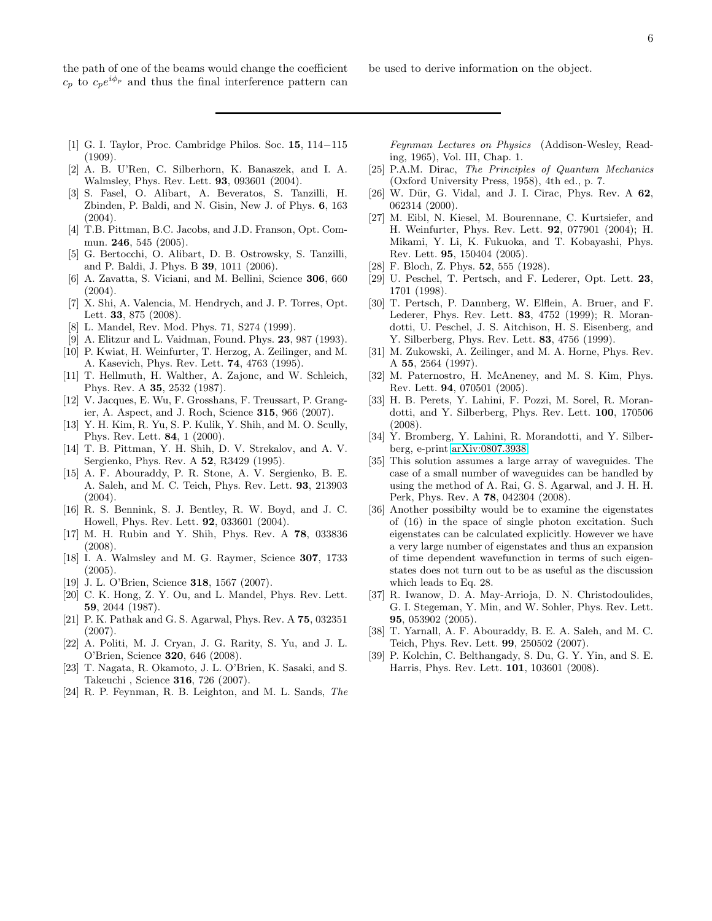the path of one of the beams would change the coefficient $c_p$ to $c_p e^{i\phi_p}$ and thus the final interference pattern can be used to derive information on the object.

---

[1] G. I. Taylor, Proc. Cambridge Philos. Soc. **15**, 114−115 (1909).

[2] A. B. U'Ren, C. Silberhorn, K. Banaszek, and I. A. Walmsley, Phys. Rev. Lett. **93**, 093601 (2004).

[3] S. Fasel, O. Alibart, A. Beveratos, S. Tanzilli, H. Zbinden, P. Baldi, and N. Gisin, New J. of Phys. **6**, 163 (2004).

[4] T.B. Pittman, B.C. Jacobs, and J.D. Franson, Opt. Commun. **246**, 545 (2005).

[5] G. Bertocchi, O. Alibart, D. B. Ostrowsky, S. Tanzilli, and P. Baldi, J. Phys. B **39**, 1011 (2006).

[6] A. Zavatta, S. Viciani, and M. Bellini, Science **306**, 660 (2004).

[7] X. Shi, A. Valencia, M. Hendrych, and J. P. Torres, Opt. Lett. **33**, 875 (2008).

[8] L. Mandel, Rev. Mod. Phys. 71, S274 (1999).

[9] A. Elitzur and L. Vaidman, Found. Phys. **23**, 987 (1993).

[10] P. Kwiat, H. Weinfurter, T. Herzog, A. Zeilinger, and M. A. Kasevich, Phys. Rev. Lett. **74**, 4763 (1995).

[11] T. Hellmuth, H. Walther, A. Zajonc, and W. Schleich, Phys. Rev. A **35**, 2532 (1987).

[12] V. Jacques, E. Wu, F. Grosshans, F. Treussart, P. Grangier, A. Aspect, and J. Roch, Science **315**, 966 (2007).

[13] Y. H. Kim, R. Yu, S. P. Kulik, Y. Shih, and M. O. Scully, Phys. Rev. Lett. **84**, 1 (2000).

[14] T. B. Pittman, Y. H. Shih, D. V. Strekalov, and A. V. Sergienko, Phys. Rev. A **52**, R3429 (1995).

[15] A. F. Abouraddy, P. R. Stone, A. V. Sergienko, B. E. A. Saleh, and M. C. Teich, Phys. Rev. Lett. **93**, 213903 (2004).

[16] R. S. Bennink, S. J. Bentley, R. W. Boyd, and J. C. Howell, Phys. Rev. Lett. **92**, 033601 (2004).

[17] M. H. Rubin and Y. Shih, Phys. Rev. A **78**, 033836 (2008).

[18] I. A. Walmsley and M. G. Raymer, Science **307**, 1733 (2005).

[19] J. L. O'Brien, Science **318**, 1567 (2007).

[20] C. K. Hong, Z. Y. Ou, and L. Mandel, Phys. Rev. Lett. **59**, 2044 (1987).

[21] P. K. Pathak and G. S. Agarwal, Phys. Rev. A **75**, 032351 (2007).

[22] A. Politi, M. J. Cryan, J. G. Rarity, S. Yu, and J. L. O'Brien, Science **320**, 646 (2008).

[23] T. Nagata, R. Okamoto, J. L. O'Brien, K. Sasaki, and S. Takeuchi , Science **316**, 726 (2007).

[24] R. P. Feynman, R. B. Leighton, and M. L. Sands, *The Feynman Lectures on Physics* (Addison-Wesley, Reading, 1965), Vol. III, Chap. 1.

[25] P.A.M. Dirac, *The Principles of Quantum Mechanics* (Oxford University Press, 1958), 4th ed., p. 7.

[26] W. Dür, G. Vidal, and J. I. Cirac, Phys. Rev. A **62**, 062314 (2000).

[27] M. Eibl, N. Kiesel, M. Bourennane, C. Kurtsiefer, and H. Weinfurter, Phys. Rev. Lett. **92**, 077901 (2004); H. Mikami, Y. Li, K. Fukuoka, and T. Kobayashi, Phys. Rev. Lett. **95**, 150404 (2005).

[28] F. Bloch, Z. Phys. **52**, 555 (1928).

[29] U. Peschel, T. Pertsch, and F. Lederer, Opt. Lett. **23**, 1701 (1998).

[30] T. Pertsch, P. Dannberg, W. Elflein, A. Bruer, and F. Lederer, Phys. Rev. Lett. **83**, 4752 (1999); R. Morandotti, U. Peschel, J. S. Aitchison, H. S. Eisenberg, and Y. Silberberg, Phys. Rev. Lett. **83**, 4756 (1999).

[31] M. Zukowski, A. Zeilinger, and M. A. Horne, Phys. Rev. A **55**, 2564 (1997).

[32] M. Paternostro, H. McAneney, and M. S. Kim, Phys. Rev. Lett. **94**, 070501 (2005).

[33] H. B. Perets, Y. Lahini, F. Pozzi, M. Sorel, R. Morandotti, and Y. Silberberg, Phys. Rev. Lett. **100**, 170506 (2008).

[34] Y. Bromberg, Y. Lahini, R. Morandotti, and Y. Silberberg, e-print arXiv:0807.3938

[35] This solution assumes a large array of waveguides. The case of a small number of waveguides can be handled by using the method of A. Rai, G. S. Agarwal, and J. H. H. Perk, Phys. Rev. A **78**, 042304 (2008).

[36] Another possibilty would be to examine the eigenstates of (16) in the space of single photon excitation. Such eigenstates can be calculated explicitly. However we have a very large number of eigenstates and thus an expansion of time dependent wavefunction in terms of such eigenstates does not turn out to be as useful as the discussion which leads to Eq. 28.

[37] R. Iwanow, D. A. May-Arrioja, D. N. Christodoulides, G. I. Stegeman, Y. Min, and W. Sohler, Phys. Rev. Lett. **95**, 053902 (2005).

[38] T. Yarnall, A. F. Abouraddy, B. E. A. Saleh, and M. C. Teich, Phys. Rev. Lett. **99**, 250502 (2007).

[39] P. Kolchin, C. Belthangady, S. Du, G. Y. Yin, and S. E. Harris, Phys. Rev. Lett. **101**, 103601 (2008).